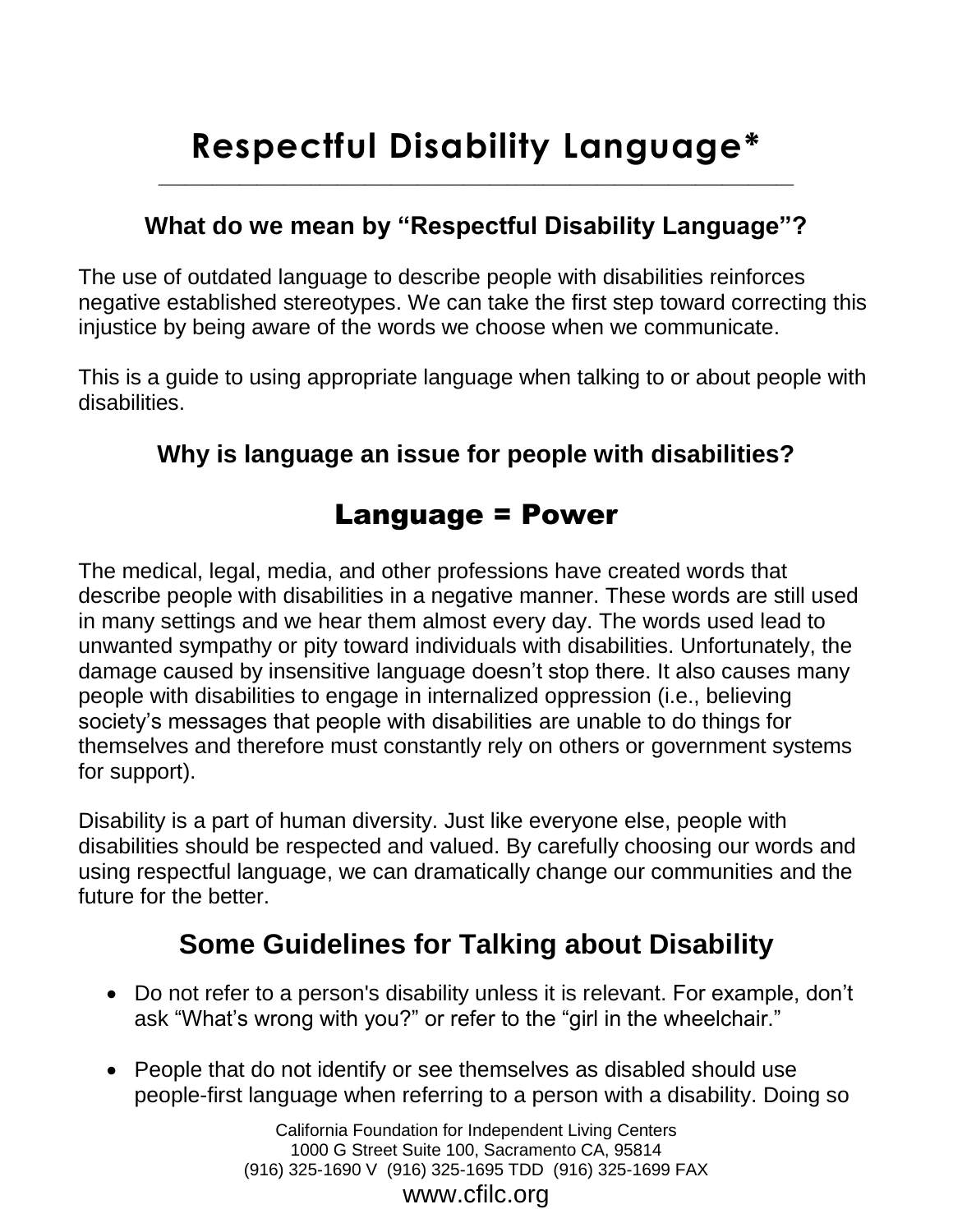# Respectful Disability Language*

## What do we mean by "Respectful Disability Language"?

The use of outdated language to describe people with disabilities reinforces negative established stereotypes. We can take the first step toward correcting this injustice by being aware of the words we choose when we communicate.

This is a guide to using appropriate language when talking to or about people with disabilities.

## Why is language an issue for people with disabilities?

## Language = Power

The medical, legal, media, and other professions have created words that describe people with disabilities in a negative manner. These words are still used in many settings and we hear them almost every day. The words used lead to unwanted sympathy or pity toward individuals with disabilities. Unfortunately, the damage caused by insensitive language doesn't stop there. It also causes many people with disabilities to engage in internalized oppression (i.e., believing society's messages that people with disabilities are unable to do things for themselves and therefore must constantly rely on others or government systems for support).

Disability is a part of human diversity. Just like everyone else, people with disabilities should be respected and valued. By carefully choosing our words and using respectful language, we can dramatically change our communities and the future for the better.

## Some Guidelines for Talking about Disability

- Do not refer to a person's disability unless it is relevant. For example, don't ask "What's wrong with you?" or refer to the "girl in the wheelchair."

- People that do not identify or see themselves as disabled should use people-first language when referring to a person with a disability. Doing so

California Foundation for Independent Living Centers
1000 G Street Suite 100, Sacramento CA, 95814
(916) 325-1690 V (916) 325-1695 TDD (916) 325-1699 FAX
www.cfilc.org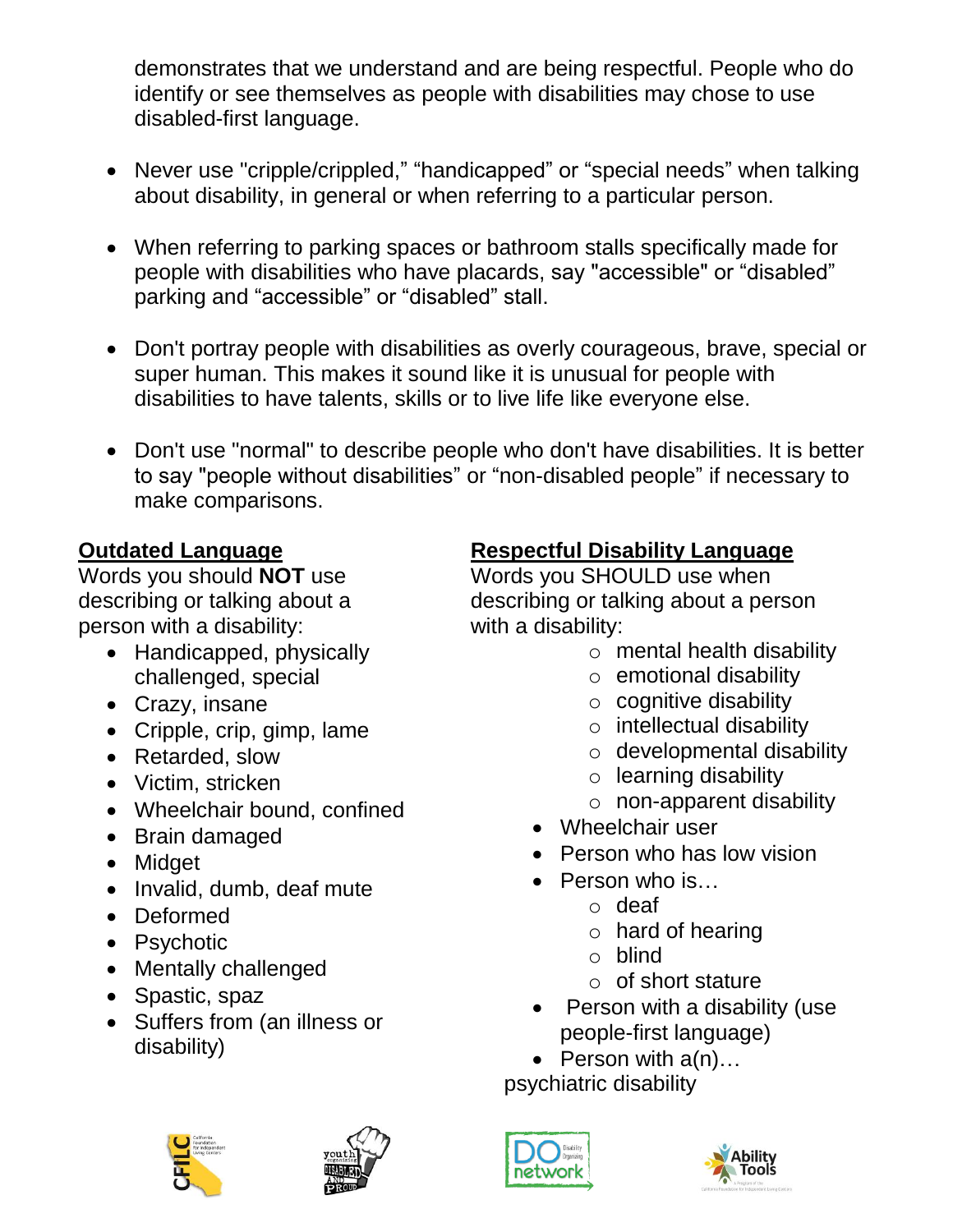demonstrates that we understand and are being respectful. People who do identify or see themselves as people with disabilities may chose to use disabled-first language.

- Never use "cripple/crippled," "handicapped" or "special needs" when talking about disability, in general or when referring to a particular person.
- When referring to parking spaces or bathroom stalls specifically made for people with disabilities who have placards, say "accessible" or "disabled" parking and "accessible" or "disabled" stall.
- Don't portray people with disabilities as overly courageous, brave, special or super human. This makes it sound like it is unusual for people with disabilities to have talents, skills or to live life like everyone else.
- Don't use "normal" to describe people who don't have disabilities. It is better to say "people without disabilities" or "non-disabled people" if necessary to make comparisons.

**Outdated Language**

Words you should **NOT** use describing or talking about a person with a disability:

- Handicapped, physically challenged, special
- Crazy, insane
- Cripple, crip, gimp, lame
- Retarded, slow
- Victim, stricken
- Wheelchair bound, confined
- Brain damaged
- Midget
- Invalid, dumb, deaf mute
- Deformed
- Psychotic
- Mentally challenged
- Spastic, spaz
- Suffers from (an illness or disability)

**Respectful Disability Language**

Words you SHOULD use when describing or talking about a person with a disability:

  - mental health disability
  - emotional disability
  - cognitive disability
  - intellectual disability
  - developmental disability
  - learning disability
  - non-apparent disability
- Wheelchair user
- Person who has low vision
- Person who is…
  - deaf
  - hard of hearing
  - blind
  - of short stature
- Person with a disability (use people-first language)
- Person with a(n)…

psychiatric disability